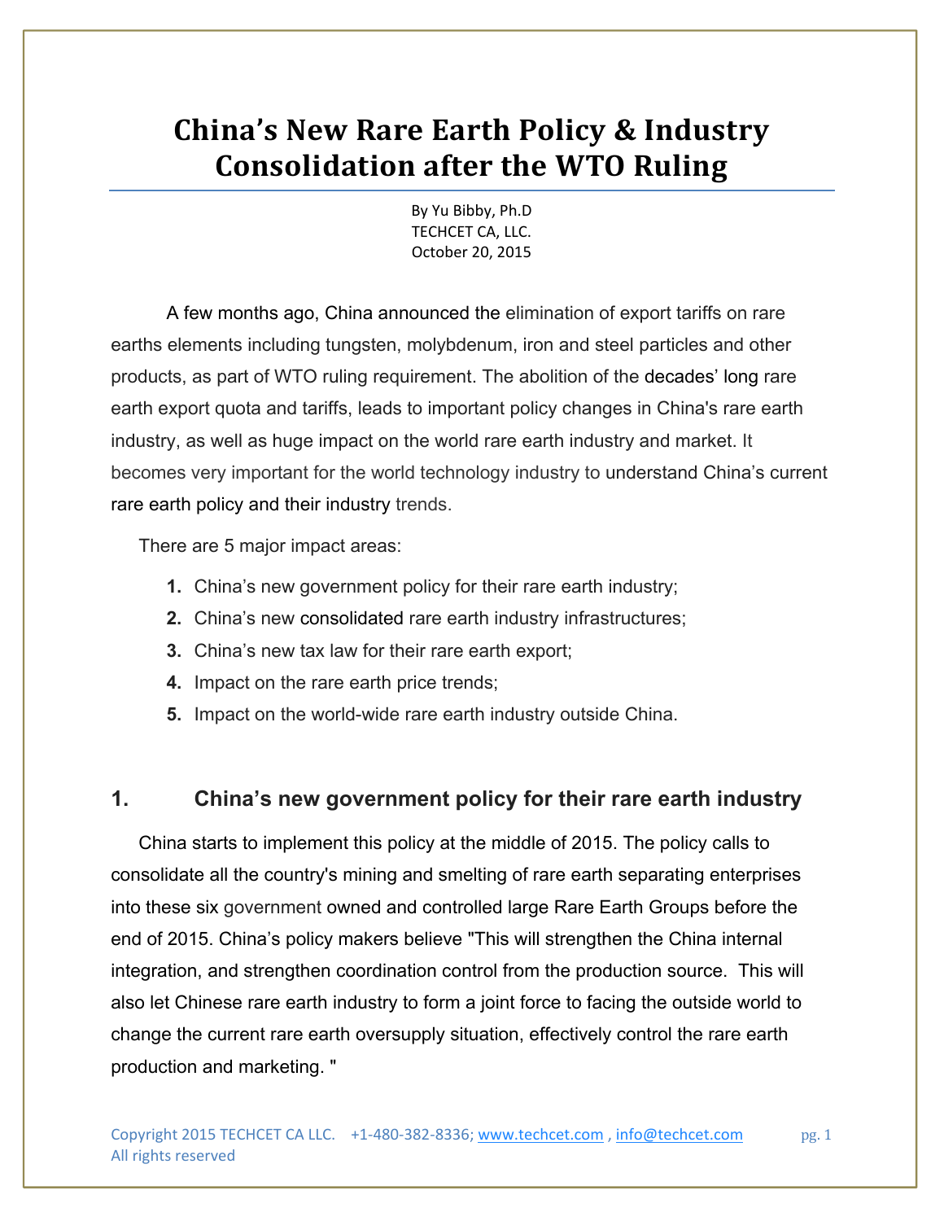# China's New Rare Earth Policy & Industry Consolidation after the WTO Ruling

By Yu Bibby, Ph.D
TECHCET CA, LLC.
October 20, 2015

A few months ago, China announced the elimination of export tariffs on rare earths elements including tungsten, molybdenum, iron and steel particles and other products, as part of WTO ruling requirement. The abolition of the decades' long rare earth export quota and tariffs, leads to important policy changes in China's rare earth industry, as well as huge impact on the world rare earth industry and market. It becomes very important for the world technology industry to understand China's current rare earth policy and their industry trends.

There are 5 major impact areas:

1. China's new government policy for their rare earth industry;
2. China's new consolidated rare earth industry infrastructures;
3. China's new tax law for their rare earth export;
4. Impact on the rare earth price trends;
5. Impact on the world-wide rare earth industry outside China.

## 1. China's new government policy for their rare earth industry

China starts to implement this policy at the middle of 2015. The policy calls to consolidate all the country's mining and smelting of rare earth separating enterprises into these six government owned and controlled large Rare Earth Groups before the end of 2015. China's policy makers believe "This will strengthen the China internal integration, and strengthen coordination control from the production source. This will also let Chinese rare earth industry to form a joint force to facing the outside world to change the current rare earth oversupply situation, effectively control the rare earth production and marketing. "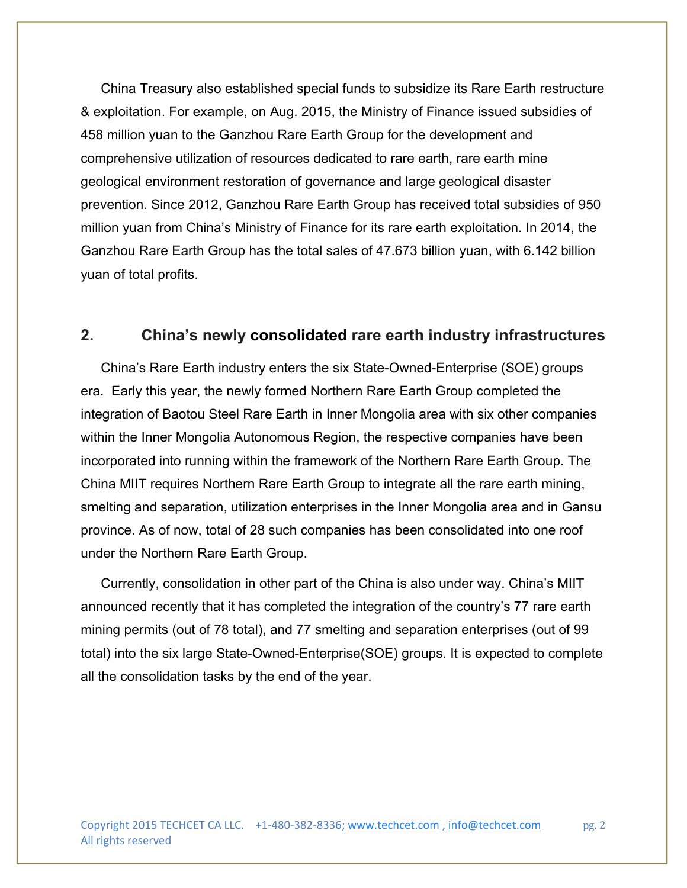China Treasury also established special funds to subsidize its Rare Earth restructure & exploitation. For example, on Aug. 2015, the Ministry of Finance issued subsidies of 458 million yuan to the Ganzhou Rare Earth Group for the development and comprehensive utilization of resources dedicated to rare earth, rare earth mine geological environment restoration of governance and large geological disaster prevention. Since 2012, Ganzhou Rare Earth Group has received total subsidies of 950 million yuan from China's Ministry of Finance for its rare earth exploitation. In 2014, the Ganzhou Rare Earth Group has the total sales of 47.673 billion yuan, with 6.142 billion yuan of total profits.

## 2. China's newly consolidated rare earth industry infrastructures

China's Rare Earth industry enters the six State-Owned-Enterprise (SOE) groups era. Early this year, the newly formed Northern Rare Earth Group completed the integration of Baotou Steel Rare Earth in Inner Mongolia area with six other companies within the Inner Mongolia Autonomous Region, the respective companies have been incorporated into running within the framework of the Northern Rare Earth Group. The China MIIT requires Northern Rare Earth Group to integrate all the rare earth mining, smelting and separation, utilization enterprises in the Inner Mongolia area and in Gansu province. As of now, total of 28 such companies has been consolidated into one roof under the Northern Rare Earth Group.

Currently, consolidation in other part of the China is also under way. China's MIIT announced recently that it has completed the integration of the country's 77 rare earth mining permits (out of 78 total), and 77 smelting and separation enterprises (out of 99 total) into the six large State-Owned-Enterprise(SOE) groups. It is expected to complete all the consolidation tasks by the end of the year.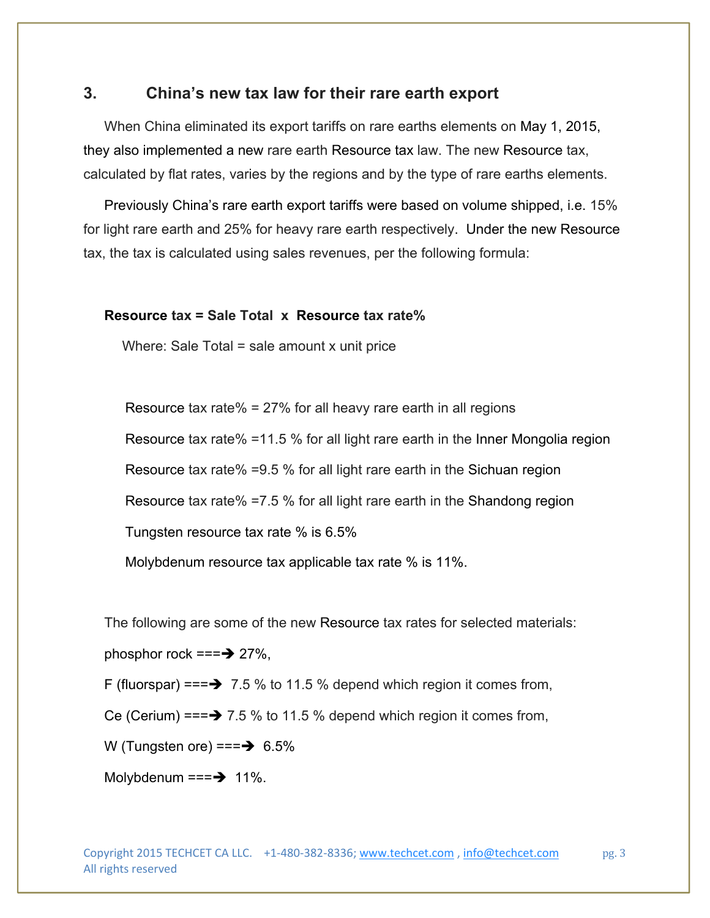## 3. China's new tax law for their rare earth export

When China eliminated its export tariffs on rare earths elements on May 1, 2015, they also implemented a new rare earth Resource tax law. The new Resource tax, calculated by flat rates, varies by the regions and by the type of rare earths elements.

Previously China's rare earth export tariffs were based on volume shipped, i.e. 15% for light rare earth and 25% for heavy rare earth respectively. Under the new Resource tax, the tax is calculated using sales revenues, per the following formula:

**Resource tax = Sale Total x Resource tax rate%**

Where: Sale Total = sale amount x unit price

Resource tax rate% = 27% for all heavy rare earth in all regions

Resource tax rate% =11.5 % for all light rare earth in the Inner Mongolia region

Resource tax rate% =9.5 % for all light rare earth in the Sichuan region

Resource tax rate% =7.5 % for all light rare earth in the Shandong region

Tungsten resource tax rate % is 6.5%

Molybdenum resource tax applicable tax rate % is 11%.

The following are some of the new Resource tax rates for selected materials:

phosphor rock ===➔ 27%,

F (fluorspar) ===➔ 7.5 % to 11.5 % depend which region it comes from,

Ce (Cerium) ===➔ 7.5 % to 11.5 % depend which region it comes from,

W (Tungsten ore) ===➔ 6.5%

Molybdenum ===➔ 11%.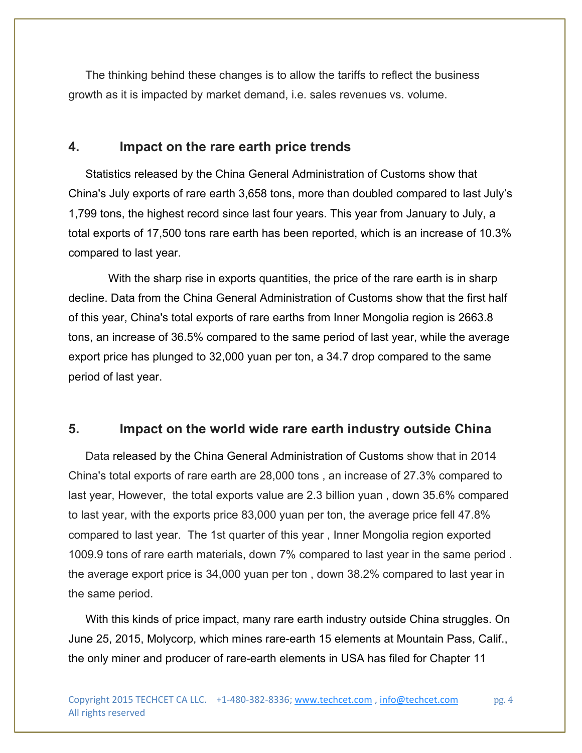The thinking behind these changes is to allow the tariffs to reflect the business growth as it is impacted by market demand, i.e. sales revenues vs. volume.

## 4. Impact on the rare earth price trends

Statistics released by the China General Administration of Customs show that China's July exports of rare earth 3,658 tons, more than doubled compared to last July's 1,799 tons, the highest record since last four years. This year from January to July, a total exports of 17,500 tons rare earth has been reported, which is an increase of 10.3% compared to last year.

With the sharp rise in exports quantities, the price of the rare earth is in sharp decline. Data from the China General Administration of Customs show that the first half of this year, China's total exports of rare earths from Inner Mongolia region is 2663.8 tons, an increase of 36.5% compared to the same period of last year, while the average export price has plunged to 32,000 yuan per ton, a 34.7 drop compared to the same period of last year.

## 5. Impact on the world wide rare earth industry outside China

Data released by the China General Administration of Customs show that in 2014 China's total exports of rare earth are 28,000 tons , an increase of 27.3% compared to last year, However, the total exports value are 2.3 billion yuan , down 35.6% compared to last year, with the exports price 83,000 yuan per ton, the average price fell 47.8% compared to last year. The 1st quarter of this year , Inner Mongolia region exported 1009.9 tons of rare earth materials, down 7% compared to last year in the same period . the average export price is 34,000 yuan per ton , down 38.2% compared to last year in the same period.

With this kinds of price impact, many rare earth industry outside China struggles. On June 25, 2015, Molycorp, which mines rare-earth 15 elements at Mountain Pass, Calif., the only miner and producer of rare-earth elements in USA has filed for Chapter 11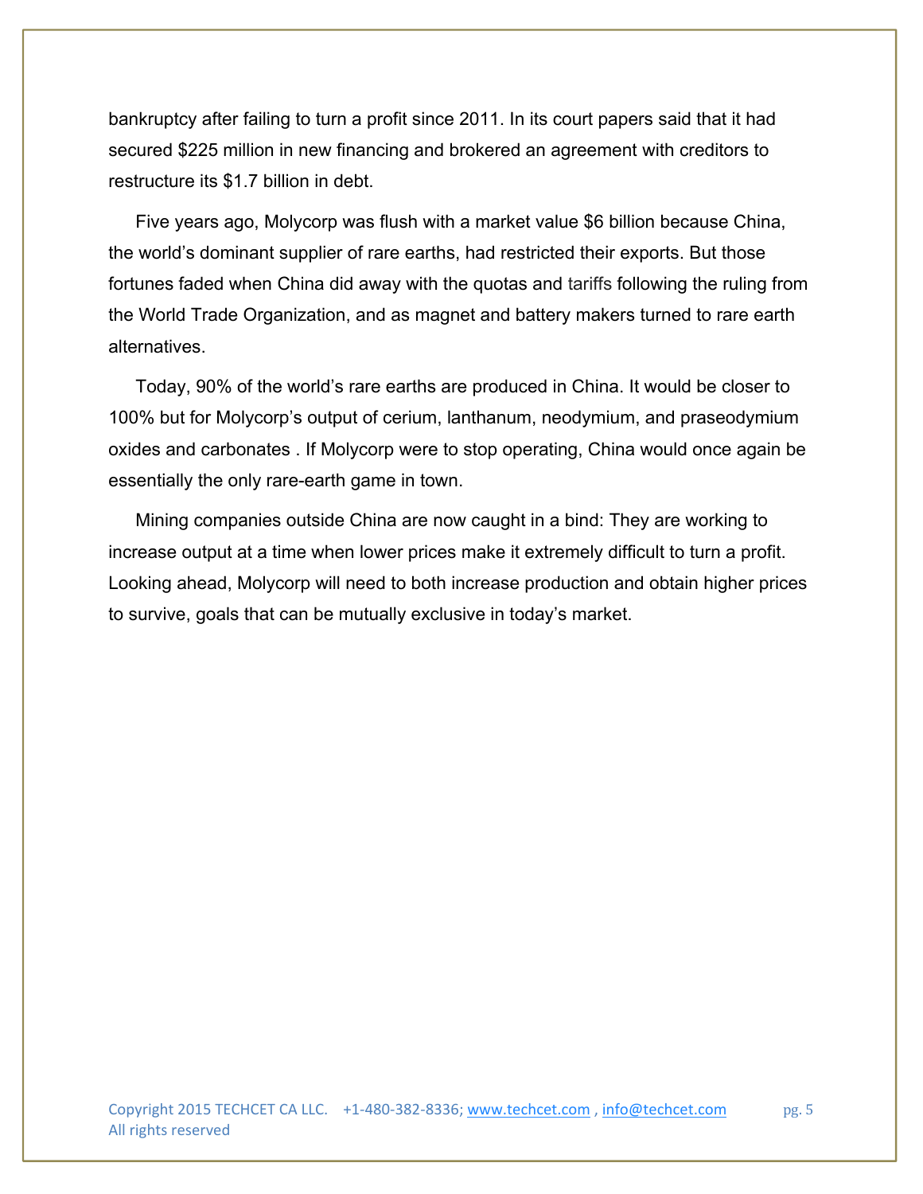bankruptcy after failing to turn a profit since 2011. In its court papers said that it had secured $225 million in new financing and brokered an agreement with creditors to restructure its $1.7 billion in debt.

Five years ago, Molycorp was flush with a market value $6 billion because China, the world's dominant supplier of rare earths, had restricted their exports. But those fortunes faded when China did away with the quotas and tariffs following the ruling from the World Trade Organization, and as magnet and battery makers turned to rare earth alternatives.

Today, 90% of the world's rare earths are produced in China. It would be closer to 100% but for Molycorp's output of cerium, lanthanum, neodymium, and praseodymium oxides and carbonates . If Molycorp were to stop operating, China would once again be essentially the only rare-earth game in town.

Mining companies outside China are now caught in a bind: They are working to increase output at a time when lower prices make it extremely difficult to turn a profit. Looking ahead, Molycorp will need to both increase production and obtain higher prices to survive, goals that can be mutually exclusive in today's market.